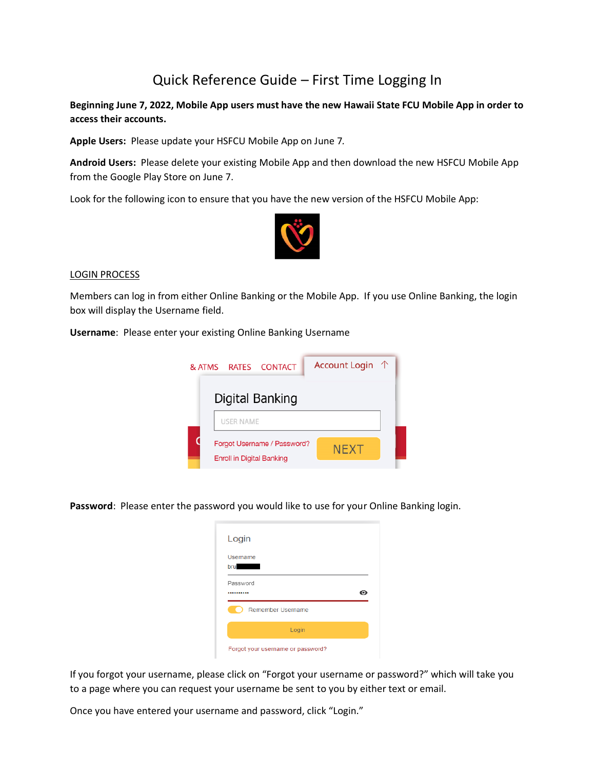# Quick Reference Guide – First Time Logging In

**Beginning June 7, 2022, Mobile App users must have the new Hawaii State FCU Mobile App in order to access their accounts.**

**Apple Users:** Please update your HSFCU Mobile App on June 7.

**Android Users:** Please delete your existing Mobile App and then download the new HSFCU Mobile App from the Google Play Store on June 7.

Look for the following icon to ensure that you have the new version of the HSFCU Mobile App:

<u>LOGIN PROCESS</u>

Members can log in from either Online Banking or the Mobile App. If you use Online Banking, the login box will display the Username field.

**Username**: Please enter your existing Online Banking Username

**Password**: Please enter the password you would like to use for your Online Banking login.

If you forgot your username, please click on "Forgot your username or password?" which will take you to a page where you can request your username be sent to you by either text or email.

Once you have entered your username and password, click "Login."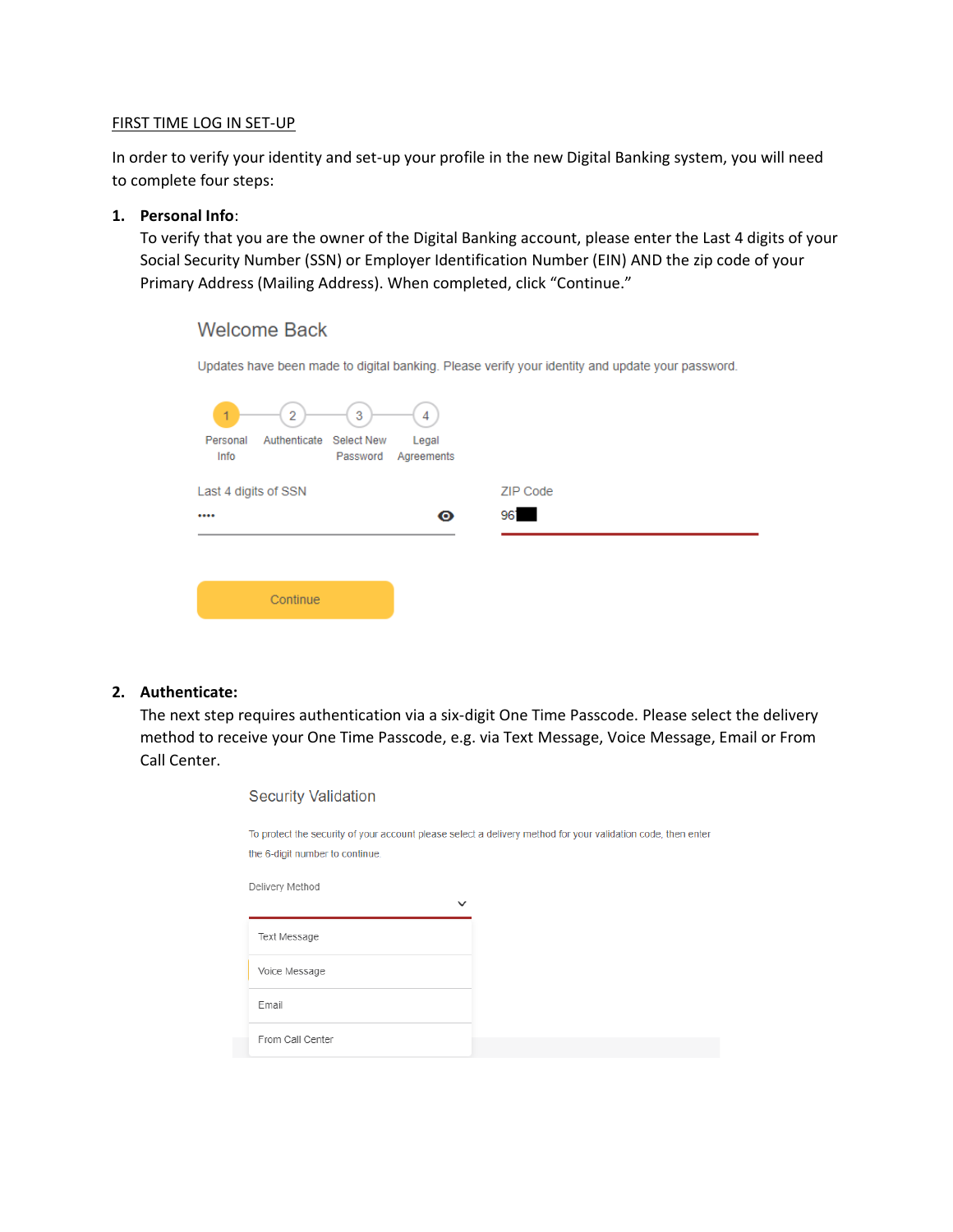FIRST TIME LOG IN SET-UP

In order to verify your identity and set-up your profile in the new Digital Banking system, you will need to complete four steps:

1. **Personal Info**:
   To verify that you are the owner of the Digital Banking account, please enter the Last 4 digits of your Social Security Number (SSN) or Employer Identification Number (EIN) AND the zip code of your Primary Address (Mailing Address). When completed, click "Continue."

   Welcome Back

   Updates have been made to digital banking. Please verify your identity and update your password.

   1 Personal Info — 2 Authenticate — 3 Select New Password — 4 Legal Agreements

   Last 4 digits of SSN: ••••

   ZIP Code: 96

   Continue

2. **Authenticate:**
   The next step requires authentication via a six-digit One Time Passcode. Please select the delivery method to receive your One Time Passcode, e.g. via Text Message, Voice Message, Email or From Call Center.

   Security Validation

   To protect the security of your account please select a delivery method for your validation code, then enter the 6-digit number to continue.

   Delivery Method

   - Text Message
   - Voice Message
   - Email
   - From Call Center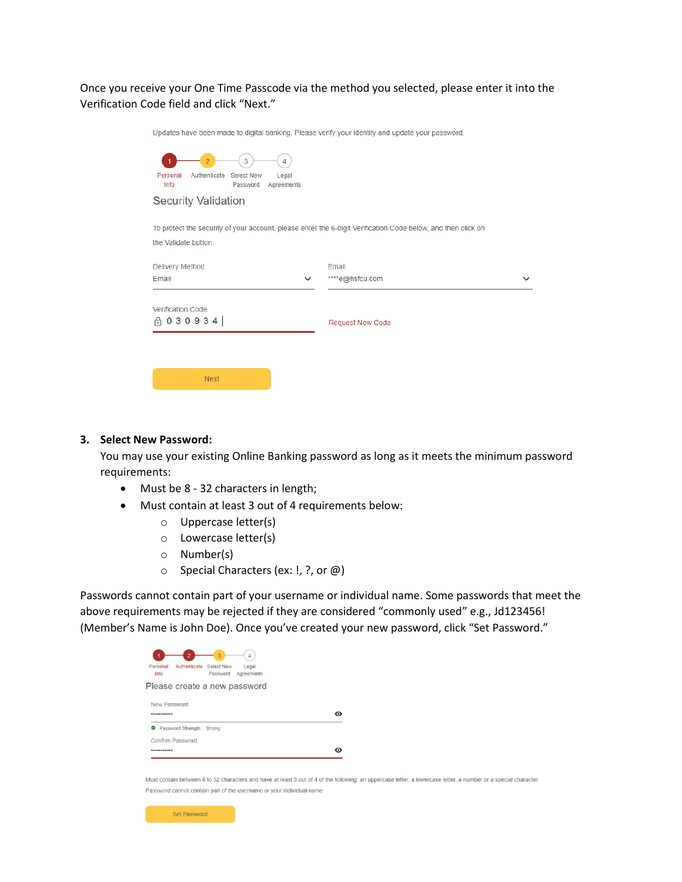Once you receive your One Time Passcode via the method you selected, please enter it into the Verification Code field and click "Next."

Updates have been made to digital banking. Please verify your identity and update your password.

1 Personal Info — 2 Authenticate — 3 Select New Password — 4 Legal Agreements

Security Validation

To protect the security of your account, please enter the 6-digit Verification Code below, and then click on the Validate button.

Delivery Method: Email

Email: ****e@hsfcu.com

Verification Code: 0 3 0 9 3 4

Request New Code

Next

3. **Select New Password:**

   You may use your existing Online Banking password as long as it meets the minimum password requirements:

   - Must be 8 - 32 characters in length;
   - Must contain at least 3 out of 4 requirements below:
     - Uppercase letter(s)
     - Lowercase letter(s)
     - Number(s)
     - Special Characters (ex: !, ?, or @)

Passwords cannot contain part of your username or individual name. Some passwords that meet the above requirements may be rejected if they are considered "commonly used" e.g., Jd123456! (Member's Name is John Doe). Once you've created your new password, click "Set Password."

1 Personal Info — 2 Authenticate — 3 Select New Password — 4 Legal Agreements

Please create a new password

New Password: ••••••••••••

Password Strength: : Strong

Confirm Password: ••••••••••••

Must contain between 8 to 32 characters and have at least 3 out of 4 of the following: an uppercase letter, a lowercase letter, a number or a special character.

Password cannot contain part of the username or your individual name

Set Password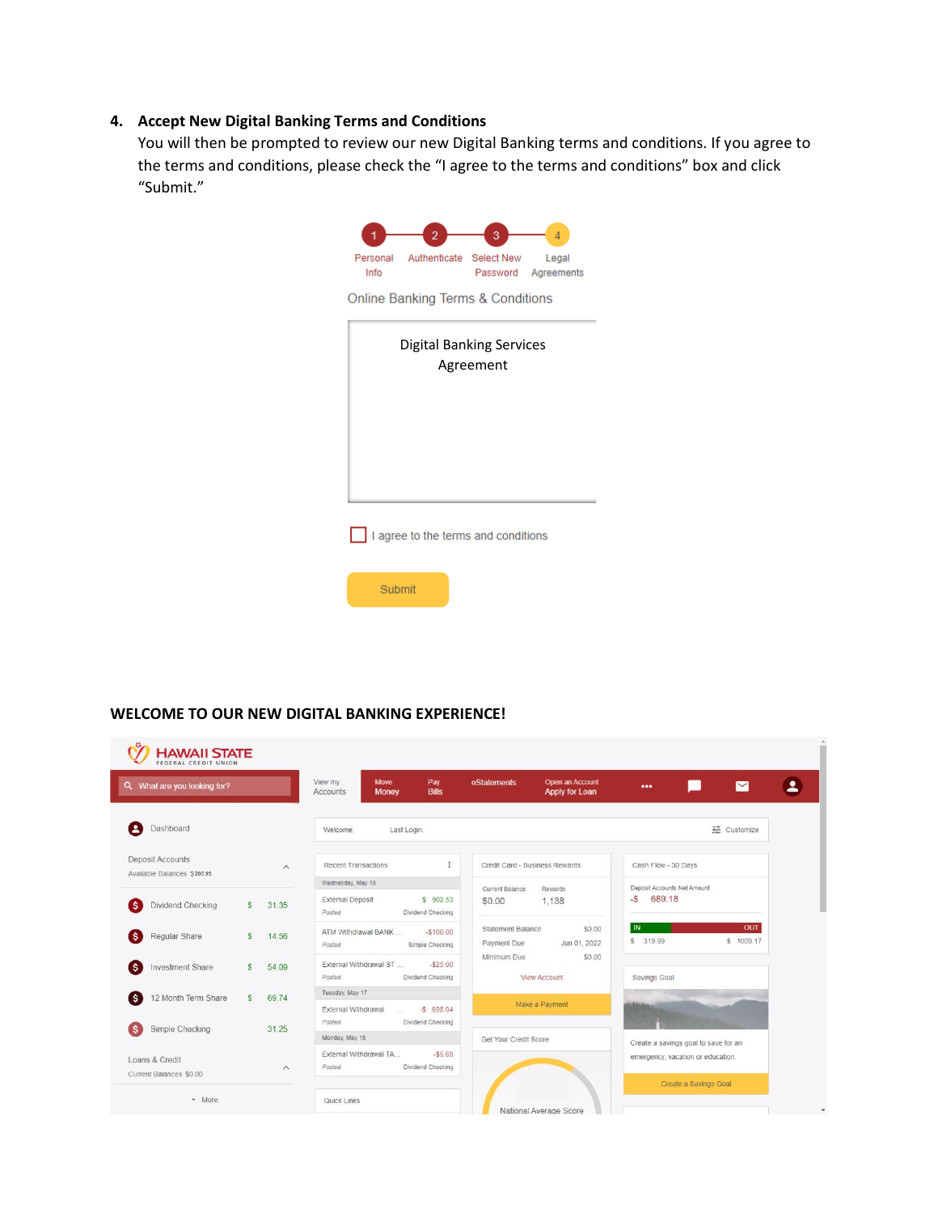4. **Accept New Digital Banking Terms and Conditions**
   You will then be prompted to review our new Digital Banking terms and conditions. If you agree to the terms and conditions, please check the "I agree to the terms and conditions" box and click "Submit."

1 Personal Info
2 Authenticate
3 Select New Password
4 Legal Agreements

Online Banking Terms & Conditions

Digital Banking Services Agreement

I agree to the terms and conditions

Submit

**WELCOME TO OUR NEW DIGITAL BANKING EXPERIENCE!**

HAWAII STATE FEDERAL CREDIT UNION

What are you looking for?

View my Accounts | Move Money | Pay Bills | eStatements | Open an Account Apply for Loan

Dashboard

Deposit Accounts
Available Balances $200.95

Dividend Checking $ 31.35
Regular Share $ 14.56
Investment Share $ 54.09
12 Month Term Share $ 69.74
Simple Checking 31.25

Loans & Credit
Current Balances $0.00

More

Welcome, Last Login: Customize

Recent Transactions
Wednesday, May 18
External Deposit $ 902.53 Posted Dividend Checking
ATM Withdrawal BANK ... -$100.00 Posted Simple Checking
External Withdrawal ST ... -$25.00 Posted Dividend Checking
Tuesday, May 17
External Withdrawal -$ 695.04 Posted Dividend Checking
Monday, May 16
External Withdrawal TA... -$5.69 Posted Dividend Checking

Quick Links

Credit Card - Business Rewards
Current Balance $0.00
Rewards 1,138
Statement Balance $0.00
Payment Due Jun 01, 2022
Minimum Due $0.00
View Account
Make a Payment

Get Your Credit Score
National Average Score

Cash Flow - 30 Days
Deposit Accounts Net Amount -$ 689.18
IN OUT
$ 319.99 $ 1009.17

Savings Goal
Create a savings goal to save for an emergency, vacation or education.
Create a Savings Goal